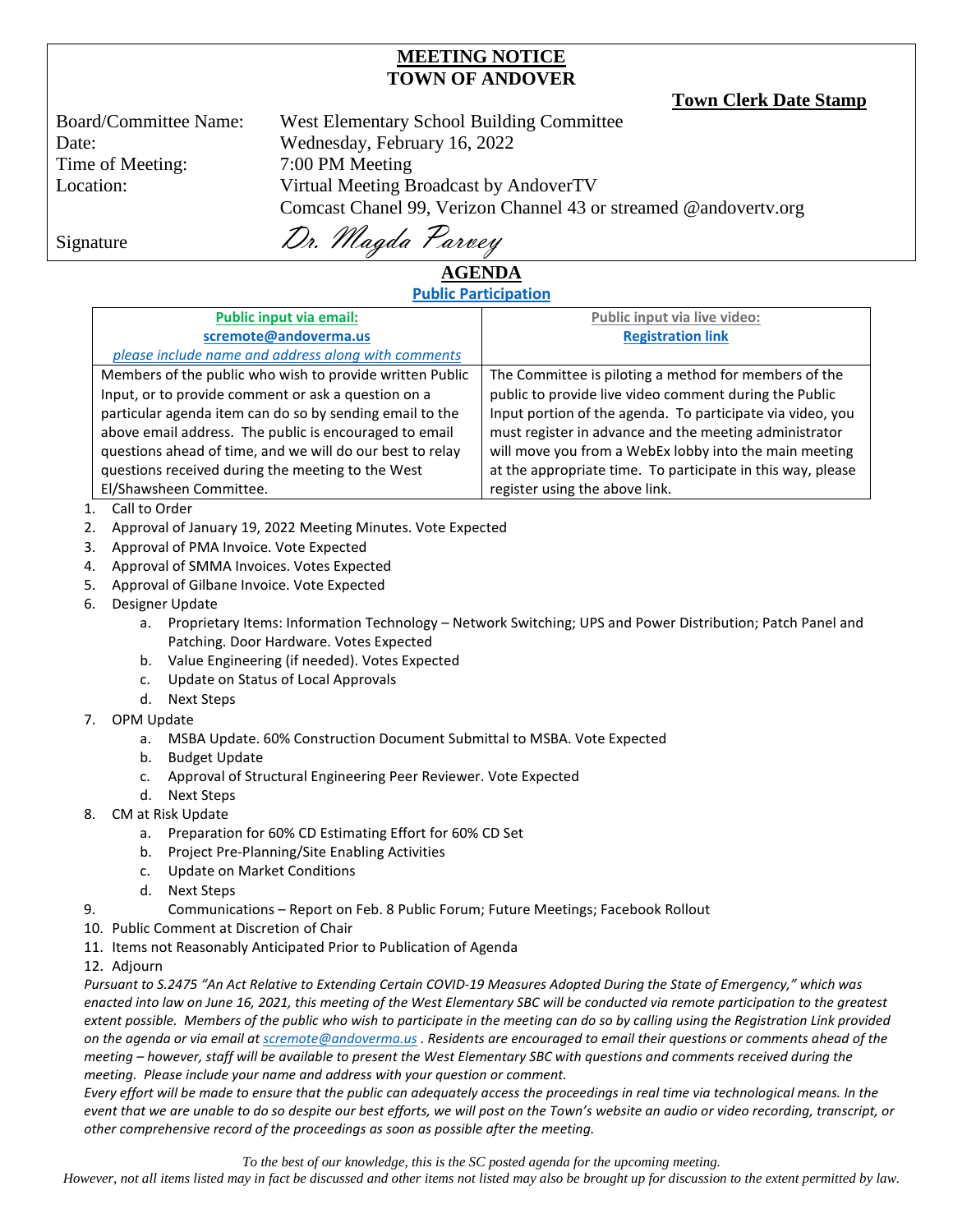# MEETING NOTICE
## TOWN OF ANDOVER

**Town Clerk Date Stamp**

| | |
|---|---|
| Board/Committee Name: | West Elementary School Building Committee |
| Date: | Wednesday, February 16, 2022 |
| Time of Meeting: | 7:00 PM Meeting |
| Location: | Virtual Meeting Broadcast by AndoverTV<br>Comcast Chanel 99, Verizon Channel 43 or streamed @andovertv.org |
| Signature | *Dr. Magda Parvey* |

## AGENDA

**Public Participation**

| **Public input via email:**<br>**scremote@andoverma.us**<br>*please include name and address along with comments* | **Public input via live video:**<br>**Registration link** |
|---|---|
| Members of the public who wish to provide written Public Input, or to provide comment or ask a question on a particular agenda item can do so by sending email to the above email address. The public is encouraged to email questions ahead of time, and we will do our best to relay questions received during the meeting to the West El/Shawsheen Committee. | The Committee is piloting a method for members of the public to provide live video comment during the Public Input portion of the agenda. To participate via video, you must register in advance and the meeting administrator will move you from a WebEx lobby into the main meeting at the appropriate time. To participate in this way, please register using the above link. |

1. Call to Order
2. Approval of January 19, 2022 Meeting Minutes. Vote Expected
3. Approval of PMA Invoice. Vote Expected
4. Approval of SMMA Invoices. Votes Expected
5. Approval of Gilbane Invoice. Vote Expected
6. Designer Update
   a. Proprietary Items: Information Technology – Network Switching; UPS and Power Distribution; Patch Panel and Patching. Door Hardware. Votes Expected
   b. Value Engineering (if needed). Votes Expected
   c. Update on Status of Local Approvals
   d. Next Steps
7. OPM Update
   a. MSBA Update. 60% Construction Document Submittal to MSBA. Vote Expected
   b. Budget Update
   c. Approval of Structural Engineering Peer Reviewer. Vote Expected
   d. Next Steps
8. CM at Risk Update
   a. Preparation for 60% CD Estimating Effort for 60% CD Set
   b. Project Pre-Planning/Site Enabling Activities
   c. Update on Market Conditions
   d. Next Steps
9. Communications – Report on Feb. 8 Public Forum; Future Meetings; Facebook Rollout
10. Public Comment at Discretion of Chair
11. Items not Reasonably Anticipated Prior to Publication of Agenda
12. Adjourn

*Pursuant to S.2475 "An Act Relative to Extending Certain COVID-19 Measures Adopted During the State of Emergency," which was enacted into law on June 16, 2021, this meeting of the West Elementary SBC will be conducted via remote participation to the greatest extent possible. Members of the public who wish to participate in the meeting can do so by calling using the Registration Link provided on the agenda or via email at scremote@andoverma.us . Residents are encouraged to email their questions or comments ahead of the meeting – however, staff will be available to present the West Elementary SBC with questions and comments received during the meeting. Please include your name and address with your question or comment.*

*Every effort will be made to ensure that the public can adequately access the proceedings in real time via technological means. In the event that we are unable to do so despite our best efforts, we will post on the Town's website an audio or video recording, transcript, or other comprehensive record of the proceedings as soon as possible after the meeting.*

*To the best of our knowledge, this is the SC posted agenda for the upcoming meeting.*
*However, not all items listed may in fact be discussed and other items not listed may also be brought up for discussion to the extent permitted by law.*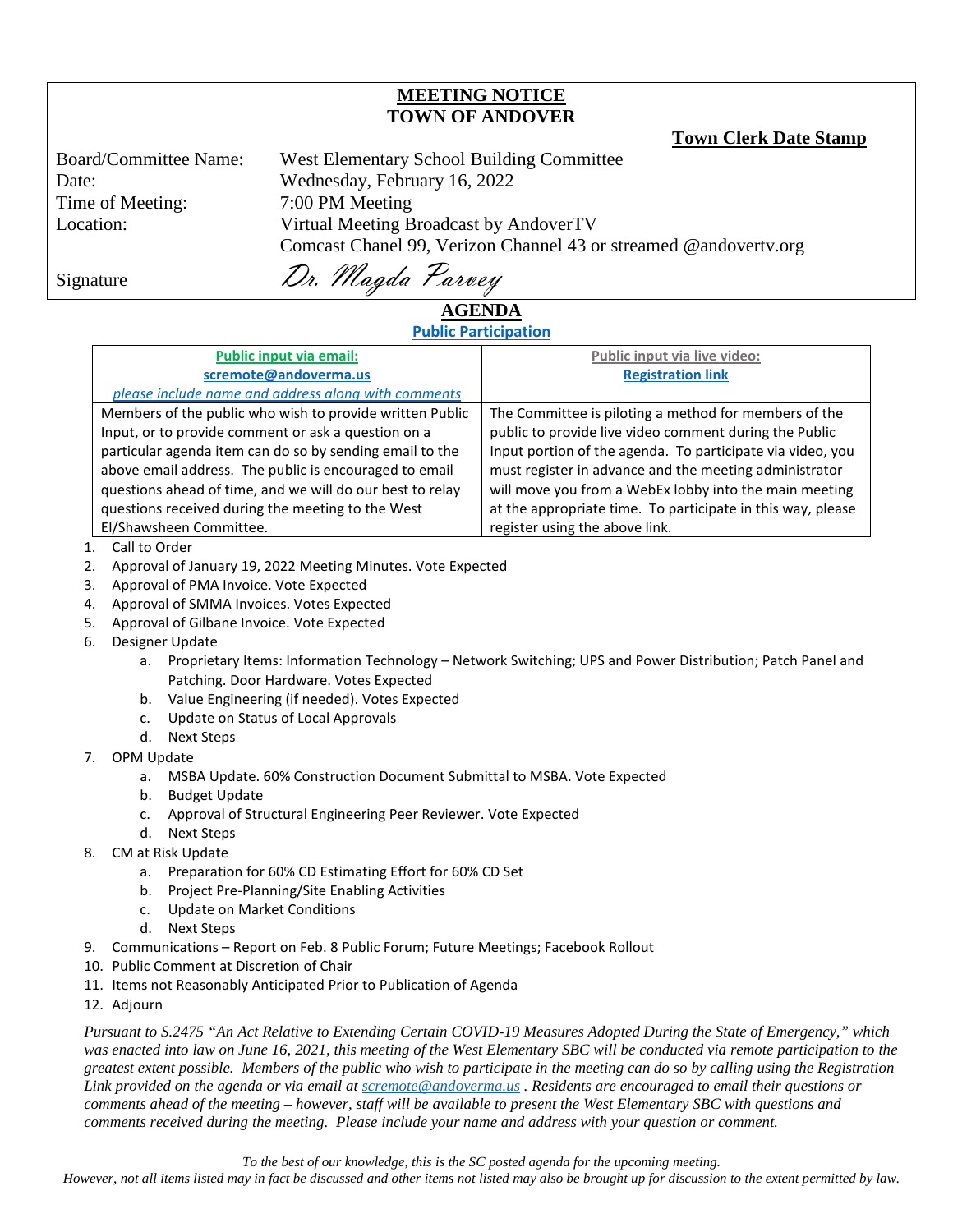**MEETING NOTICE**
**TOWN OF ANDOVER**

**Town Clerk Date Stamp**

| | |
|---|---|
| Board/Committee Name: | West Elementary School Building Committee |
| Date: | Wednesday, February 16, 2022 |
| Time of Meeting: | 7:00 PM Meeting |
| Location: | Virtual Meeting Broadcast by AndoverTV<br>Comcast Chanel 99, Verizon Channel 43 or streamed @andovertv.org |
| Signature | *Dr. Magda Parvey* |

## AGENDA

**Public Participation**

| **Public input via email:**<br>**scremote@andoverma.us**<br>*please include name and address along with comments* | **Public input via live video:**<br>**Registration link** |
|---|---|
| Members of the public who wish to provide written Public Input, or to provide comment or ask a question on a particular agenda item can do so by sending email to the above email address. The public is encouraged to email questions ahead of time, and we will do our best to relay questions received during the meeting to the West El/Shawsheen Committee. | The Committee is piloting a method for members of the public to provide live video comment during the Public Input portion of the agenda. To participate via video, you must register in advance and the meeting administrator will move you from a WebEx lobby into the main meeting at the appropriate time. To participate in this way, please register using the above link. |

1. Call to Order
2. Approval of January 19, 2022 Meeting Minutes. Vote Expected
3. Approval of PMA Invoice. Vote Expected
4. Approval of SMMA Invoices. Votes Expected
5. Approval of Gilbane Invoice. Vote Expected
6. Designer Update
   a. Proprietary Items: Information Technology – Network Switching; UPS and Power Distribution; Patch Panel and Patching. Door Hardware. Votes Expected
   b. Value Engineering (if needed). Votes Expected
   c. Update on Status of Local Approvals
   d. Next Steps
7. OPM Update
   a. MSBA Update. 60% Construction Document Submittal to MSBA. Vote Expected
   b. Budget Update
   c. Approval of Structural Engineering Peer Reviewer. Vote Expected
   d. Next Steps
8. CM at Risk Update
   a. Preparation for 60% CD Estimating Effort for 60% CD Set
   b. Project Pre-Planning/Site Enabling Activities
   c. Update on Market Conditions
   d. Next Steps
9. Communications – Report on Feb. 8 Public Forum; Future Meetings; Facebook Rollout
10. Public Comment at Discretion of Chair
11. Items not Reasonably Anticipated Prior to Publication of Agenda
12. Adjourn

*Pursuant to S.2475 "An Act Relative to Extending Certain COVID-19 Measures Adopted During the State of Emergency," which was enacted into law on June 16, 2021, this meeting of the West Elementary SBC will be conducted via remote participation to the greatest extent possible. Members of the public who wish to participate in the meeting can do so by calling using the Registration Link provided on the agenda or via email at scremote@andoverma.us . Residents are encouraged to email their questions or comments ahead of the meeting – however, staff will be available to present the West Elementary SBC with questions and comments received during the meeting. Please include your name and address with your question or comment.*

*To the best of our knowledge, this is the SC posted agenda for the upcoming meeting.*
*However, not all items listed may in fact be discussed and other items not listed may also be brought up for discussion to the extent permitted by law.*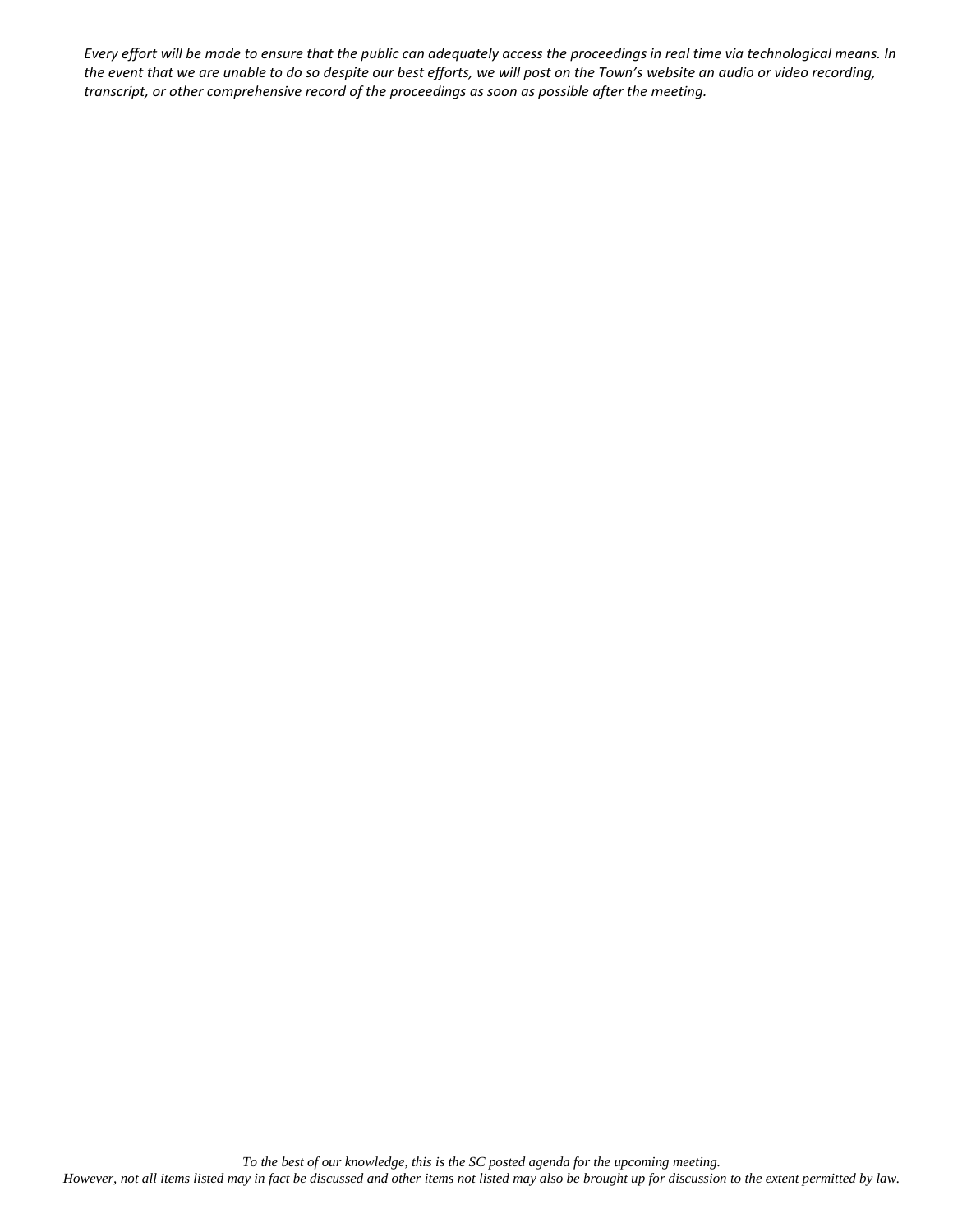*Every effort will be made to ensure that the public can adequately access the proceedings in real time via technological means. In the event that we are unable to do so despite our best efforts, we will post on the Town's website an audio or video recording, transcript, or other comprehensive record of the proceedings as soon as possible after the meeting.*

*To the best of our knowledge, this is the SC posted agenda for the upcoming meeting.*
*However, not all items listed may in fact be discussed and other items not listed may also be brought up for discussion to the extent permitted by law.*